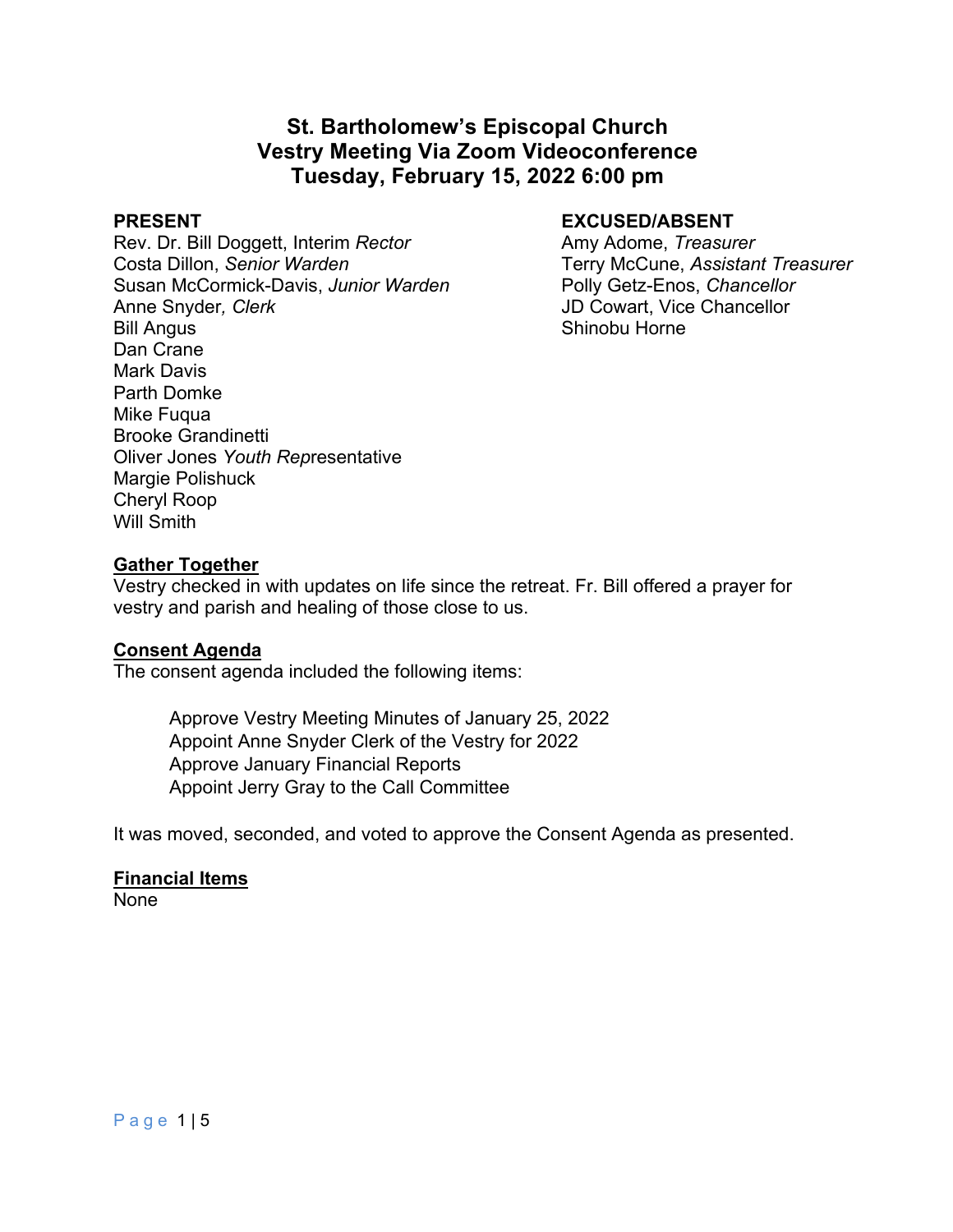# St. Bartholomew's Episcopal Church
# Vestry Meeting Via Zoom Videoconference
# Tuesday, February 15, 2022 6:00 pm

**PRESENT**

Rev. Dr. Bill Doggett, Interim *Rector*
Costa Dillon, *Senior Warden*
Susan McCormick-Davis, *Junior Warden*
Anne Snyder*, Clerk*
Bill Angus
Dan Crane
Mark Davis
Parth Domke
Mike Fuqua
Brooke Grandinetti
Oliver Jones *Youth Rep*resentative
Margie Polishuck
Cheryl Roop
Will Smith

**EXCUSED/ABSENT**

Amy Adome, *Treasurer*
Terry McCune, *Assistant Treasurer*
Polly Getz-Enos, *Chancellor*
JD Cowart, Vice Chancellor
Shinobu Horne

## Gather Together

Vestry checked in with updates on life since the retreat. Fr. Bill offered a prayer for vestry and parish and healing of those close to us.

## Consent Agenda

The consent agenda included the following items:

> Approve Vestry Meeting Minutes of January 25, 2022
> Appoint Anne Snyder Clerk of the Vestry for 2022
> Approve January Financial Reports
> Appoint Jerry Gray to the Call Committee

It was moved, seconded, and voted to approve the Consent Agenda as presented.

## Financial Items

None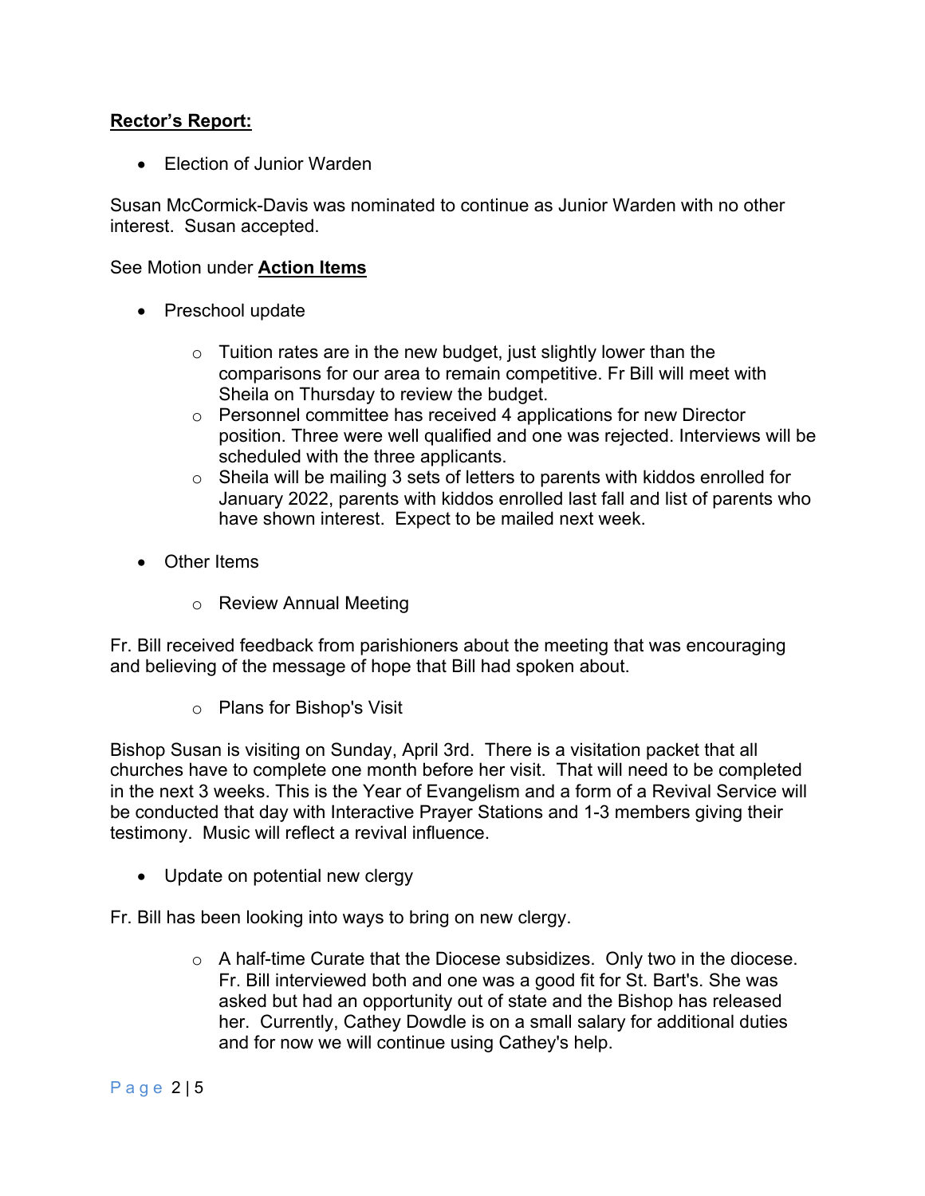**<u>Rector's Report:</u>**

- Election of Junior Warden

Susan McCormick-Davis was nominated to continue as Junior Warden with no other interest. Susan accepted.

See Motion under **<u>Action Items</u>**

- Preschool update
  - Tuition rates are in the new budget, just slightly lower than the comparisons for our area to remain competitive. Fr Bill will meet with Sheila on Thursday to review the budget.
  - Personnel committee has received 4 applications for new Director position. Three were well qualified and one was rejected. Interviews will be scheduled with the three applicants.
  - Sheila will be mailing 3 sets of letters to parents with kiddos enrolled for January 2022, parents with kiddos enrolled last fall and list of parents who have shown interest. Expect to be mailed next week.

- Other Items
  - Review Annual Meeting

Fr. Bill received feedback from parishioners about the meeting that was encouraging and believing of the message of hope that Bill had spoken about.

  - Plans for Bishop's Visit

Bishop Susan is visiting on Sunday, April 3rd. There is a visitation packet that all churches have to complete one month before her visit. That will need to be completed in the next 3 weeks. This is the Year of Evangelism and a form of a Revival Service will be conducted that day with Interactive Prayer Stations and 1-3 members giving their testimony. Music will reflect a revival influence.

- Update on potential new clergy

Fr. Bill has been looking into ways to bring on new clergy.

  - A half-time Curate that the Diocese subsidizes. Only two in the diocese. Fr. Bill interviewed both and one was a good fit for St. Bart's. She was asked but had an opportunity out of state and the Bishop has released her. Currently, Cathey Dowdle is on a small salary for additional duties and for now we will continue using Cathey's help.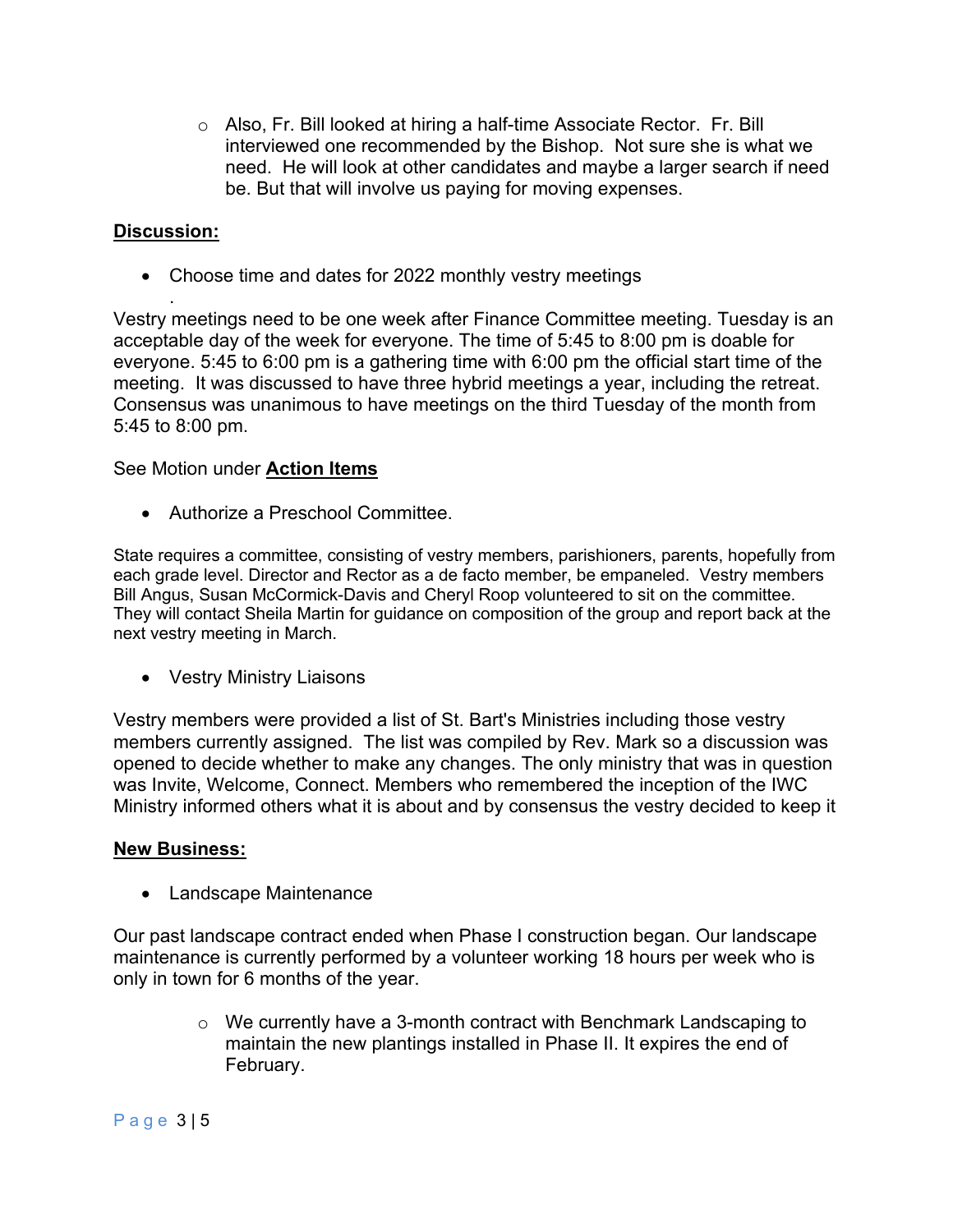- Also, Fr. Bill looked at hiring a half-time Associate Rector. Fr. Bill interviewed one recommended by the Bishop. Not sure she is what we need. He will look at other candidates and maybe a larger search if need be. But that will involve us paying for moving expenses.

**Discussion:**

- Choose time and dates for 2022 monthly vestry meetings

Vestry meetings need to be one week after Finance Committee meeting. Tuesday is an acceptable day of the week for everyone. The time of 5:45 to 8:00 pm is doable for everyone. 5:45 to 6:00 pm is a gathering time with 6:00 pm the official start time of the meeting. It was discussed to have three hybrid meetings a year, including the retreat. Consensus was unanimous to have meetings on the third Tuesday of the month from 5:45 to 8:00 pm.

See Motion under **Action Items**

- Authorize a Preschool Committee.

State requires a committee, consisting of vestry members, parishioners, parents, hopefully from each grade level. Director and Rector as a de facto member, be empaneled. Vestry members Bill Angus, Susan McCormick-Davis and Cheryl Roop volunteered to sit on the committee. They will contact Sheila Martin for guidance on composition of the group and report back at the next vestry meeting in March.

- Vestry Ministry Liaisons

Vestry members were provided a list of St. Bart's Ministries including those vestry members currently assigned. The list was compiled by Rev. Mark so a discussion was opened to decide whether to make any changes. The only ministry that was in question was Invite, Welcome, Connect. Members who remembered the inception of the IWC Ministry informed others what it is about and by consensus the vestry decided to keep it

**New Business:**

- Landscape Maintenance

Our past landscape contract ended when Phase I construction began. Our landscape maintenance is currently performed by a volunteer working 18 hours per week who is only in town for 6 months of the year.

- We currently have a 3-month contract with Benchmark Landscaping to maintain the new plantings installed in Phase II. It expires the end of February.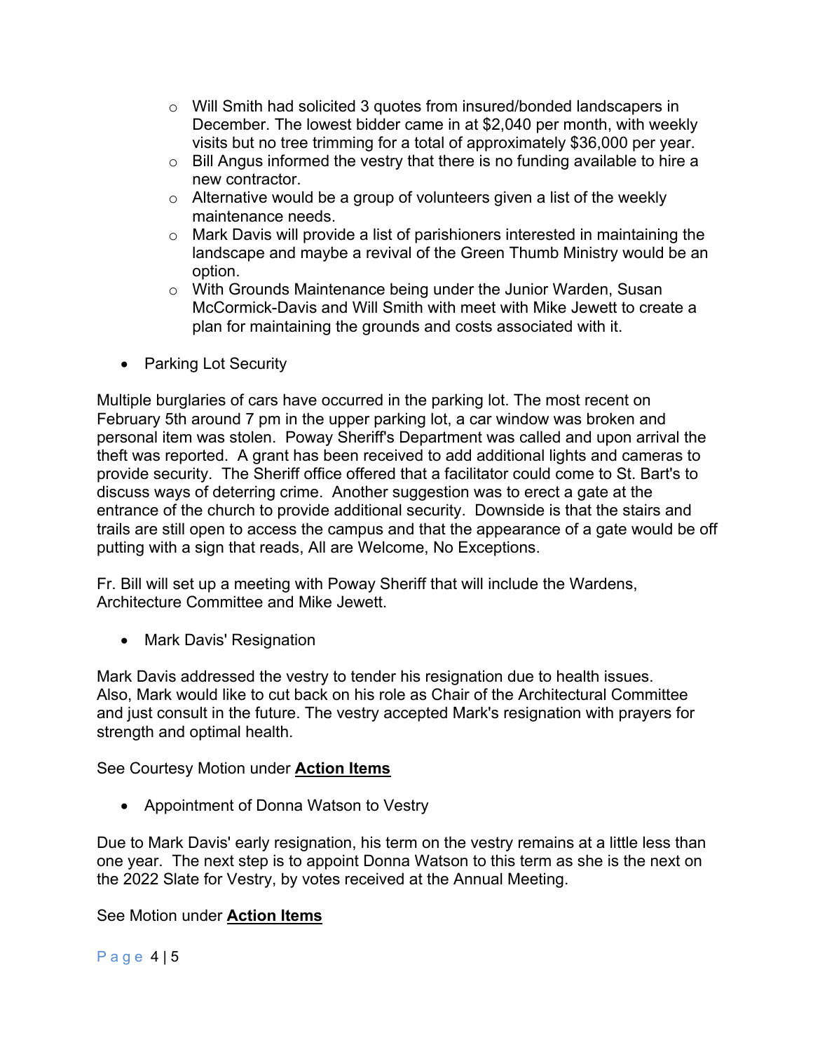- Will Smith had solicited 3 quotes from insured/bonded landscapers in December. The lowest bidder came in at $2,040 per month, with weekly visits but no tree trimming for a total of approximately $36,000 per year.
  - Bill Angus informed the vestry that there is no funding available to hire a new contractor.
  - Alternative would be a group of volunteers given a list of the weekly maintenance needs.
  - Mark Davis will provide a list of parishioners interested in maintaining the landscape and maybe a revival of the Green Thumb Ministry would be an option.
  - With Grounds Maintenance being under the Junior Warden, Susan McCormick-Davis and Will Smith with meet with Mike Jewett to create a plan for maintaining the grounds and costs associated with it.

- Parking Lot Security

Multiple burglaries of cars have occurred in the parking lot. The most recent on February 5th around 7 pm in the upper parking lot, a car window was broken and personal item was stolen. Poway Sheriff's Department was called and upon arrival the theft was reported. A grant has been received to add additional lights and cameras to provide security. The Sheriff office offered that a facilitator could come to St. Bart's to discuss ways of deterring crime. Another suggestion was to erect a gate at the entrance of the church to provide additional security. Downside is that the stairs and trails are still open to access the campus and that the appearance of a gate would be off putting with a sign that reads, All are Welcome, No Exceptions.

Fr. Bill will set up a meeting with Poway Sheriff that will include the Wardens, Architecture Committee and Mike Jewett.

- Mark Davis' Resignation

Mark Davis addressed the vestry to tender his resignation due to health issues. Also, Mark would like to cut back on his role as Chair of the Architectural Committee and just consult in the future. The vestry accepted Mark's resignation with prayers for strength and optimal health.

See Courtesy Motion under **Action Items**

- Appointment of Donna Watson to Vestry

Due to Mark Davis' early resignation, his term on the vestry remains at a little less than one year. The next step is to appoint Donna Watson to this term as she is the next on the 2022 Slate for Vestry, by votes received at the Annual Meeting.

See Motion under **Action Items**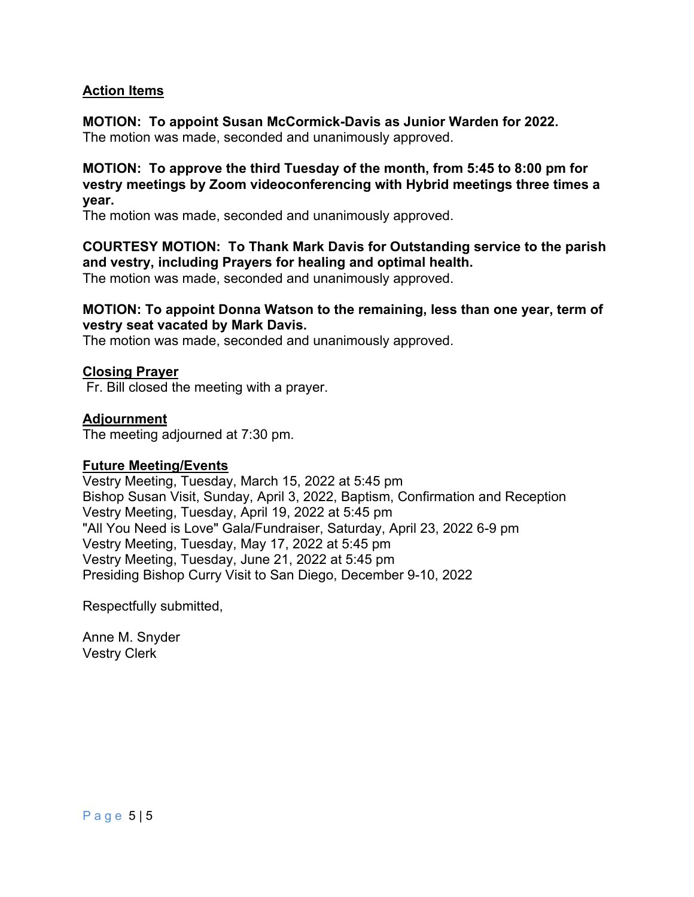**Action Items**

**MOTION: To appoint Susan McCormick-Davis as Junior Warden for 2022.**
The motion was made, seconded and unanimously approved.

**MOTION: To approve the third Tuesday of the month, from 5:45 to 8:00 pm for vestry meetings by Zoom videoconferencing with Hybrid meetings three times a year.**
The motion was made, seconded and unanimously approved.

**COURTESY MOTION: To Thank Mark Davis for Outstanding service to the parish and vestry, including Prayers for healing and optimal health.**
The motion was made, seconded and unanimously approved.

**MOTION: To appoint Donna Watson to the remaining, less than one year, term of vestry seat vacated by Mark Davis.**
The motion was made, seconded and unanimously approved.

**Closing Prayer**
Fr. Bill closed the meeting with a prayer.

**Adjournment**
The meeting adjourned at 7:30 pm.

**Future Meeting/Events**
Vestry Meeting, Tuesday, March 15, 2022 at 5:45 pm
Bishop Susan Visit, Sunday, April 3, 2022, Baptism, Confirmation and Reception
Vestry Meeting, Tuesday, April 19, 2022 at 5:45 pm
"All You Need is Love" Gala/Fundraiser, Saturday, April 23, 2022 6-9 pm
Vestry Meeting, Tuesday, May 17, 2022 at 5:45 pm
Vestry Meeting, Tuesday, June 21, 2022 at 5:45 pm
Presiding Bishop Curry Visit to San Diego, December 9-10, 2022

Respectfully submitted,

Anne M. Snyder
Vestry Clerk